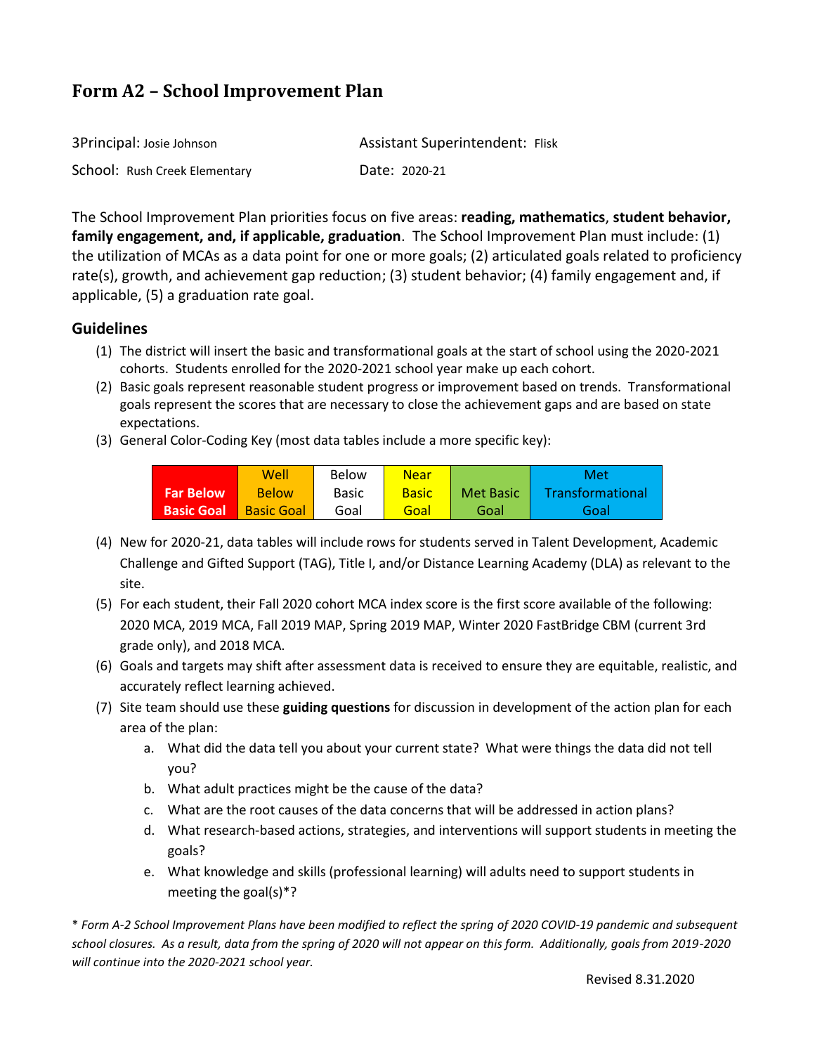# Form A2 – School Improvement Plan

| | |
|---|---|
| 3Principal: Josie Johnson | Assistant Superintendent: Flisk |
| School: Rush Creek Elementary | Date: 2020-21 |

The School Improvement Plan priorities focus on five areas: **reading, mathematics**, **student behavior, family engagement, and, if applicable, graduation**. The School Improvement Plan must include: (1) the utilization of MCAs as a data point for one or more goals; (2) articulated goals related to proficiency rate(s), growth, and achievement gap reduction; (3) student behavior; (4) family engagement and, if applicable, (5) a graduation rate goal.

## Guidelines

(1) The district will insert the basic and transformational goals at the start of school using the 2020-2021 cohorts. Students enrolled for the 2020-2021 school year make up each cohort.

(2) Basic goals represent reasonable student progress or improvement based on trends. Transformational goals represent the scores that are necessary to close the achievement gaps and are based on state expectations.

(3) General Color-Coding Key (most data tables include a more specific key):

| Far Below Basic Goal | Well Below Basic Goal | Below Basic Goal | Near Basic Goal | Met Basic Goal | Met Transformational Goal |
|---|---|---|---|---|---|

(4) New for 2020-21, data tables will include rows for students served in Talent Development, Academic Challenge and Gifted Support (TAG), Title I, and/or Distance Learning Academy (DLA) as relevant to the site.

(5) For each student, their Fall 2020 cohort MCA index score is the first score available of the following: 2020 MCA, 2019 MCA, Fall 2019 MAP, Spring 2019 MAP, Winter 2020 FastBridge CBM (current 3rd grade only), and 2018 MCA.

(6) Goals and targets may shift after assessment data is received to ensure they are equitable, realistic, and accurately reflect learning achieved.

(7) Site team should use these **guiding questions** for discussion in development of the action plan for each area of the plan:

a. What did the data tell you about your current state? What were things the data did not tell you?

b. What adult practices might be the cause of the data?

c. What are the root causes of the data concerns that will be addressed in action plans?

d. What research-based actions, strategies, and interventions will support students in meeting the goals?

e. What knowledge and skills (professional learning) will adults need to support students in meeting the goal(s)*?

\* *Form A-2 School Improvement Plans have been modified to reflect the spring of 2020 COVID-19 pandemic and subsequent school closures. As a result, data from the spring of 2020 will not appear on this form. Additionally, goals from 2019-2020 will continue into the 2020-2021 school year.*

Revised 8.31.2020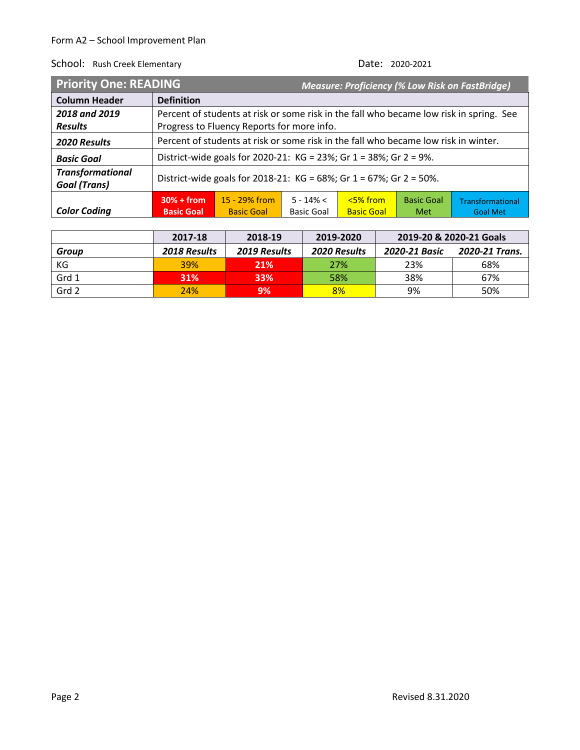Form A2 – School Improvement Plan

School: Rush Creek Elementary

Date: 2020-2021

| **Priority One: READING** | ***Measure: Proficiency (% Low Risk on FastBridge)*** | | | | |
|---|---|---|---|---|---|
| **Column Header** | **Definition** | | | | |
| ***2018 and 2019 Results*** | Percent of students at risk or some risk in the fall who became low risk in spring. See Progress to Fluency Reports for more info. | | | | |
| ***2020 Results*** | Percent of students at risk or some risk in the fall who became low risk in winter. | | | | |
| ***Basic Goal*** | District-wide goals for 2020-21: KG = 23%; Gr 1 = 38%; Gr 2 = 9%. | | | | |
| ***Transformational Goal (Trans)*** | District-wide goals for 2018-21: KG = 68%; Gr 1 = 67%; Gr 2 = 50%. | | | | |
| ***Color Coding*** | 30% + from Basic Goal | 15 - 29% from Basic Goal | 5 - 14% < Basic Goal | <5% from Basic Goal | Basic Goal Met | Transformational Goal Met |

| | 2017-18 | 2018-19 | 2019-2020 | 2019-20 & 2020-21 Goals | |
|---|---|---|---|---|---|
| ***Group*** | ***2018 Results*** | ***2019 Results*** | ***2020 Results*** | ***2020-21 Basic*** | ***2020-21 Trans.*** |
| KG | 39% | 21% | 27% | 23% | 68% |
| Grd 1 | 31% | 33% | 58% | 38% | 67% |
| Grd 2 | 24% | 9% | 8% | 9% | 50% |

Revised 8.31.2020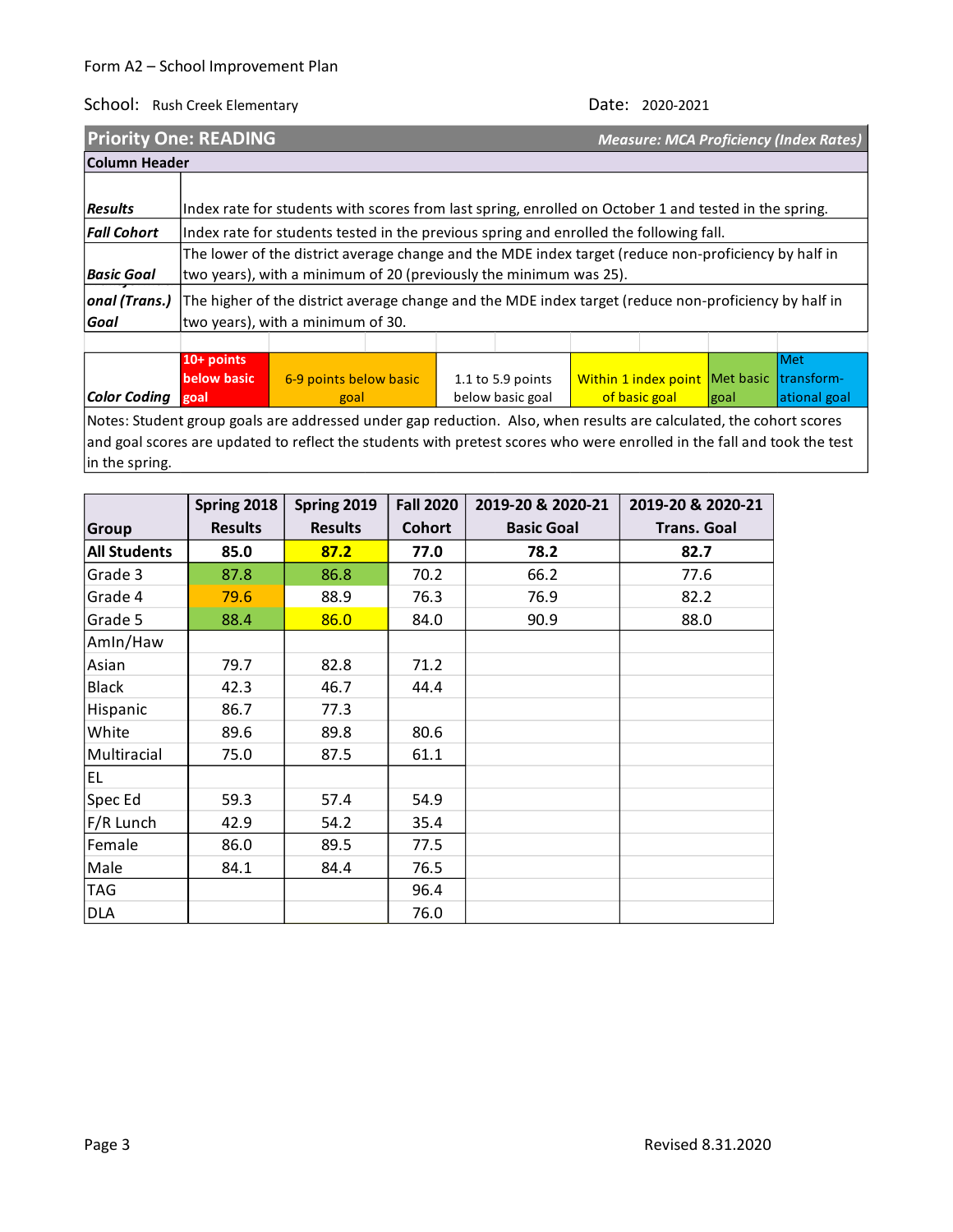Form A2 – School Improvement Plan

School: Rush Creek Elementary

Date: 2020-2021

## Priority One: READING

*Measure: MCA Proficiency (Index Rates)*

| Column Header | |
|---|---|
| ***Results*** | Index rate for students with scores from last spring, enrolled on October 1 and tested in the spring. |
| ***Fall Cohort*** | Index rate for students tested in the previous spring and enrolled the following fall. |
| ***Basic Goal*** | The lower of the district average change and the MDE index target (reduce non-proficiency by half in two years), with a minimum of 20 (previously the minimum was 25). |
| ***onal (Trans.) Goal*** | The higher of the district average change and the MDE index target (reduce non-proficiency by half in two years), with a minimum of 30. |

| ***Color Coding*** | 10+ points below basic goal | 6-9 points below basic goal | 1.1 to 5.9 points below basic goal | Within 1 index point of basic goal | Met basic goal | Met transform-ational goal |
|---|---|---|---|---|---|---|

Notes: Student group goals are addressed under gap reduction. Also, when results are calculated, the cohort scores and goal scores are updated to reflect the students with pretest scores who were enrolled in the fall and took the test in the spring.

| Group | Spring 2018 Results | Spring 2019 Results | Fall 2020 Cohort | 2019-20 & 2020-21 Basic Goal | 2019-20 & 2020-21 Trans. Goal |
|---|---|---|---|---|---|
| **All Students** | **85.0** | **87.2** | **77.0** | **78.2** | **82.7** |
| Grade 3 | 87.8 | 86.8 | 70.2 | 66.2 | 77.6 |
| Grade 4 | 79.6 | 88.9 | 76.3 | 76.9 | 82.2 |
| Grade 5 | 88.4 | 86.0 | 84.0 | 90.9 | 88.0 |
| AmIn/Haw | | | | | |
| Asian | 79.7 | 82.8 | 71.2 | | |
| Black | 42.3 | 46.7 | 44.4 | | |
| Hispanic | 86.7 | 77.3 | | | |
| White | 89.6 | 89.8 | 80.6 | | |
| Multiracial | 75.0 | 87.5 | 61.1 | | |
| EL | | | | | |
| Spec Ed | 59.3 | 57.4 | 54.9 | | |
| F/R Lunch | 42.9 | 54.2 | 35.4 | | |
| Female | 86.0 | 89.5 | 77.5 | | |
| Male | 84.1 | 84.4 | 76.5 | | |
| TAG | | | 96.4 | | |
| DLA | | | 76.0 | | |

Revised 8.31.2020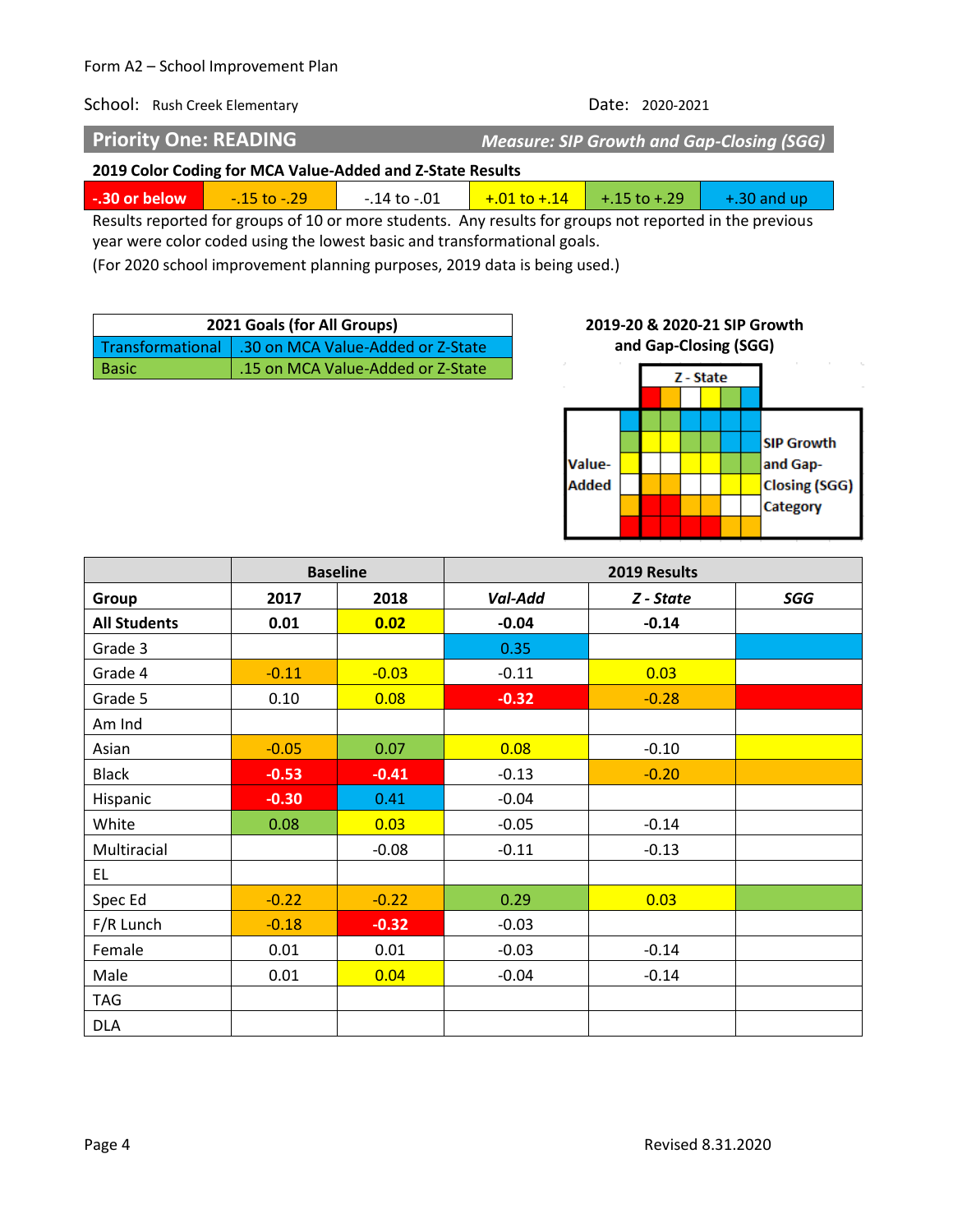Form A2 – School Improvement Plan

School: Rush Creek Elementary  Date: 2020-2021

## Priority One: READING  *Measure: SIP Growth and Gap-Closing (SGG)*

**2019 Color Coding for MCA Value-Added and Z-State Results**

| -.30 or below | -.15 to -.29 | -.14 to -.01 | +.01 to +.14 | +.15 to +.29 | +.30 and up |
|---|---|---|---|---|---|

Results reported for groups of 10 or more students. Any results for groups not reported in the previous year were color coded using the lowest basic and transformational goals.

(For 2020 school improvement planning purposes, 2019 data is being used.)

| 2021 Goals (for All Groups) | |
|---|---|
| Transformational | .30 on MCA Value-Added or Z-State |
| Basic | .15 on MCA Value-Added or Z-State |

**2019-20 & 2020-21 SIP Growth and Gap-Closing (SGG)**

Z - State

Value-Added

SIP Growth and Gap-Closing (SGG) Category

| | Baseline | | 2019 Results | | |
|---|---|---|---|---|---|
| **Group** | **2017** | **2018** | ***Val-Add*** | ***Z - State*** | ***SGG*** |
| **All Students** | **0.01** | **0.02** | **-0.04** | **-0.14** | |
| Grade 3 | | | 0.35 | | |
| Grade 4 | -0.11 | -0.03 | -0.11 | 0.03 | |
| Grade 5 | 0.10 | 0.08 | -0.32 | -0.28 | |
| Am Ind | | | | | |
| Asian | -0.05 | 0.07 | 0.08 | -0.10 | |
| Black | -0.53 | -0.41 | -0.13 | -0.20 | |
| Hispanic | -0.30 | 0.41 | -0.04 | | |
| White | 0.08 | 0.03 | -0.05 | -0.14 | |
| Multiracial | | -0.08 | -0.11 | -0.13 | |
| EL | | | | | |
| Spec Ed | -0.22 | -0.22 | 0.29 | 0.03 | |
| F/R Lunch | -0.18 | -0.32 | -0.03 | | |
| Female | 0.01 | 0.01 | -0.03 | -0.14 | |
| Male | 0.01 | 0.04 | -0.04 | -0.14 | |
| TAG | | | | | |
| DLA | | | | | |

Revised 8.31.2020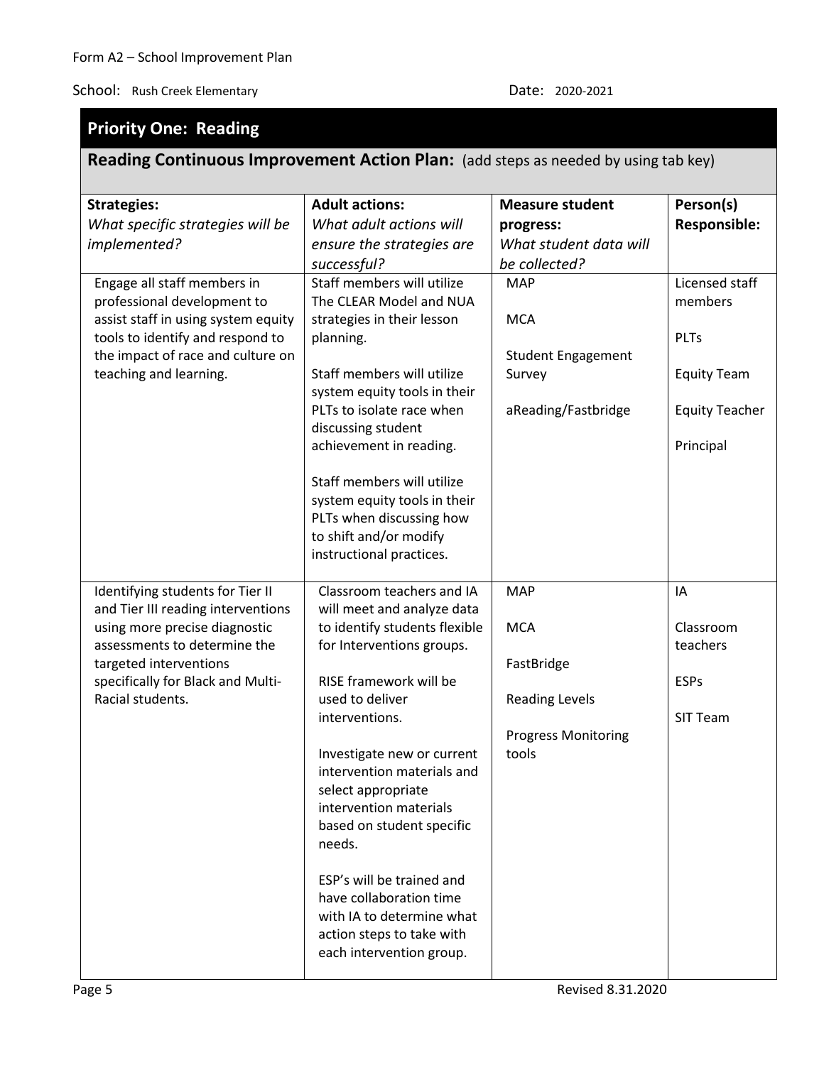Form A2 – School Improvement Plan

School: Rush Creek Elementary

Date: 2020-2021

## Priority One: Reading

### Reading Continuous Improvement Action Plan: (add steps as needed by using tab key)

| **Strategies:** *What specific strategies will be implemented?* | **Adult actions:** *What adult actions will ensure the strategies are successful?* | **Measure student progress:** *What student data will be collected?* | **Person(s) Responsible:** |
|---|---|---|---|
| Engage all staff members in professional development to assist staff in using system equity tools to identify and respond to the impact of race and culture on teaching and learning. | Staff members will utilize The CLEAR Model and NUA strategies in their lesson planning.<br><br>Staff members will utilize system equity tools in their PLTs to isolate race when discussing student achievement in reading.<br><br>Staff members will utilize system equity tools in their PLTs when discussing how to shift and/or modify instructional practices. | MAP<br><br>MCA<br><br>Student Engagement Survey<br><br>aReading/Fastbridge | Licensed staff members<br><br>PLTs<br><br>Equity Team<br><br>Equity Teacher<br><br>Principal |
| Identifying students for Tier II and Tier III reading interventions using more precise diagnostic assessments to determine the targeted interventions specifically for Black and Multi-Racial students. | Classroom teachers and IA will meet and analyze data to identify students flexible for Interventions groups.<br><br>RISE framework will be used to deliver interventions.<br><br>Investigate new or current intervention materials and select appropriate intervention materials based on student specific needs.<br><br>ESP's will be trained and have collaboration time with IA to determine what action steps to take with each intervention group. | MAP<br><br>MCA<br><br>FastBridge<br><br>Reading Levels<br><br>Progress Monitoring tools | IA<br><br>Classroom teachers<br><br>ESPs<br><br>SIT Team |

Revised 8.31.2020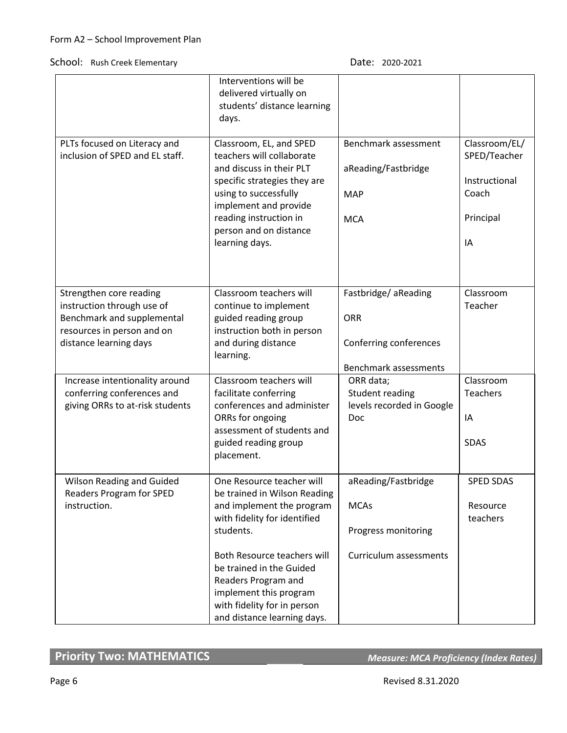Form A2 – School Improvement Plan

School: Rush Creek Elementary Date: 2020-2021

| | | | |
|---|---|---|---|
| | Interventions will be delivered virtually on students' distance learning days. | | |
| PLTs focused on Literacy and inclusion of SPED and EL staff. | Classroom, EL, and SPED teachers will collaborate and discuss in their PLT specific strategies they are using to successfully implement and provide reading instruction in person and on distance learning days. | Benchmark assessment<br><br>aReading/Fastbridge<br><br>MAP<br><br>MCA | Classroom/EL/SPED/Teacher<br><br>Instructional Coach<br><br>Principal<br><br>IA |
| Strengthen core reading instruction through use of Benchmark and supplemental resources in person and on distance learning days | Classroom teachers will continue to implement guided reading group instruction both in person and during distance learning. | Fastbridge/ aReading<br><br>ORR<br><br>Conferring conferences<br><br>Benchmark assessments | Classroom Teacher |
| Increase intentionality around conferring conferences and giving ORRs to at-risk students | Classroom teachers will facilitate conferring conferences and administer ORRs for ongoing assessment of students and guided reading group placement. | ORR data; Student reading levels recorded in Google Doc | Classroom Teachers<br><br>IA<br><br>SDAS |
| Wilson Reading and Guided Readers Program for SPED instruction. | One Resource teacher will be trained in Wilson Reading and implement the program with fidelity for identified students.<br><br>Both Resource teachers will be trained in the Guided Readers Program and implement this program with fidelity for in person and distance learning days. | aReading/Fastbridge<br><br>MCAs<br><br>Progress monitoring<br><br>Curriculum assessments | SPED SDAS<br><br>Resource teachers |

## Priority Two: MATHEMATICS

*Measure: MCA Proficiency (Index Rates)*

Revised 8.31.2020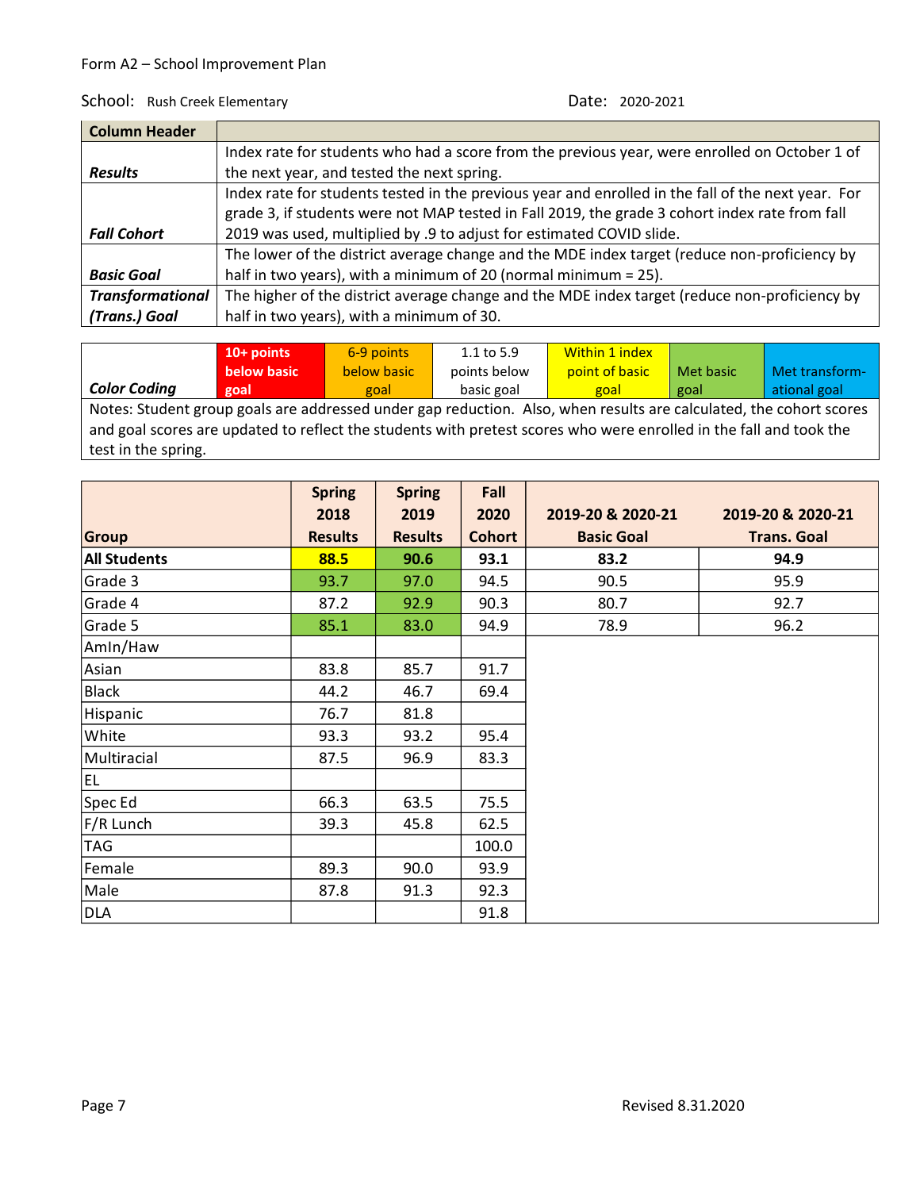Form A2 – School Improvement Plan

School: Rush Creek Elementary

Date: 2020-2021

| Column Header | |
|---|---|
| ***Results*** | Index rate for students who had a score from the previous year, were enrolled on October 1 of the next year, and tested the next spring. |
| ***Fall Cohort*** | Index rate for students tested in the previous year and enrolled in the fall of the next year. For grade 3, if students were not MAP tested in Fall 2019, the grade 3 cohort index rate from fall 2019 was used, multiplied by .9 to adjust for estimated COVID slide. |
| ***Basic Goal*** | The lower of the district average change and the MDE index target (reduce non-proficiency by half in two years), with a minimum of 20 (normal minimum = 25). |
| ***Transformational (Trans.) Goal*** | The higher of the district average change and the MDE index target (reduce non-proficiency by half in two years), with a minimum of 30. |

| ***Color Coding*** | 10+ points below basic goal | 6-9 points below basic goal | 1.1 to 5.9 points below basic goal | Within 1 index point of basic goal | Met basic goal | Met transform-ational goal |
|---|---|---|---|---|---|---|

Notes: Student group goals are addressed under gap reduction. Also, when results are calculated, the cohort scores and goal scores are updated to reflect the students with pretest scores who were enrolled in the fall and took the test in the spring.

| Group | Spring 2018 Results | Spring 2019 Results | Fall 2020 Cohort | 2019-20 & 2020-21 Basic Goal | 2019-20 & 2020-21 Trans. Goal |
|---|---|---|---|---|---|
| **All Students** | **88.5** | **90.6** | **93.1** | **83.2** | **94.9** |
| Grade 3 | 93.7 | 97.0 | 94.5 | 90.5 | 95.9 |
| Grade 4 | 87.2 | 92.9 | 90.3 | 80.7 | 92.7 |
| Grade 5 | 85.1 | 83.0 | 94.9 | 78.9 | 96.2 |
| AmIn/Haw | | | | | |
| Asian | 83.8 | 85.7 | 91.7 | | |
| Black | 44.2 | 46.7 | 69.4 | | |
| Hispanic | 76.7 | 81.8 | | | |
| White | 93.3 | 93.2 | 95.4 | | |
| Multiracial | 87.5 | 96.9 | 83.3 | | |
| EL | | | | | |
| Spec Ed | 66.3 | 63.5 | 75.5 | | |
| F/R Lunch | 39.3 | 45.8 | 62.5 | | |
| TAG | | | 100.0 | | |
| Female | 89.3 | 90.0 | 93.9 | | |
| Male | 87.8 | 91.3 | 92.3 | | |
| DLA | | | 91.8 | | |

Revised 8.31.2020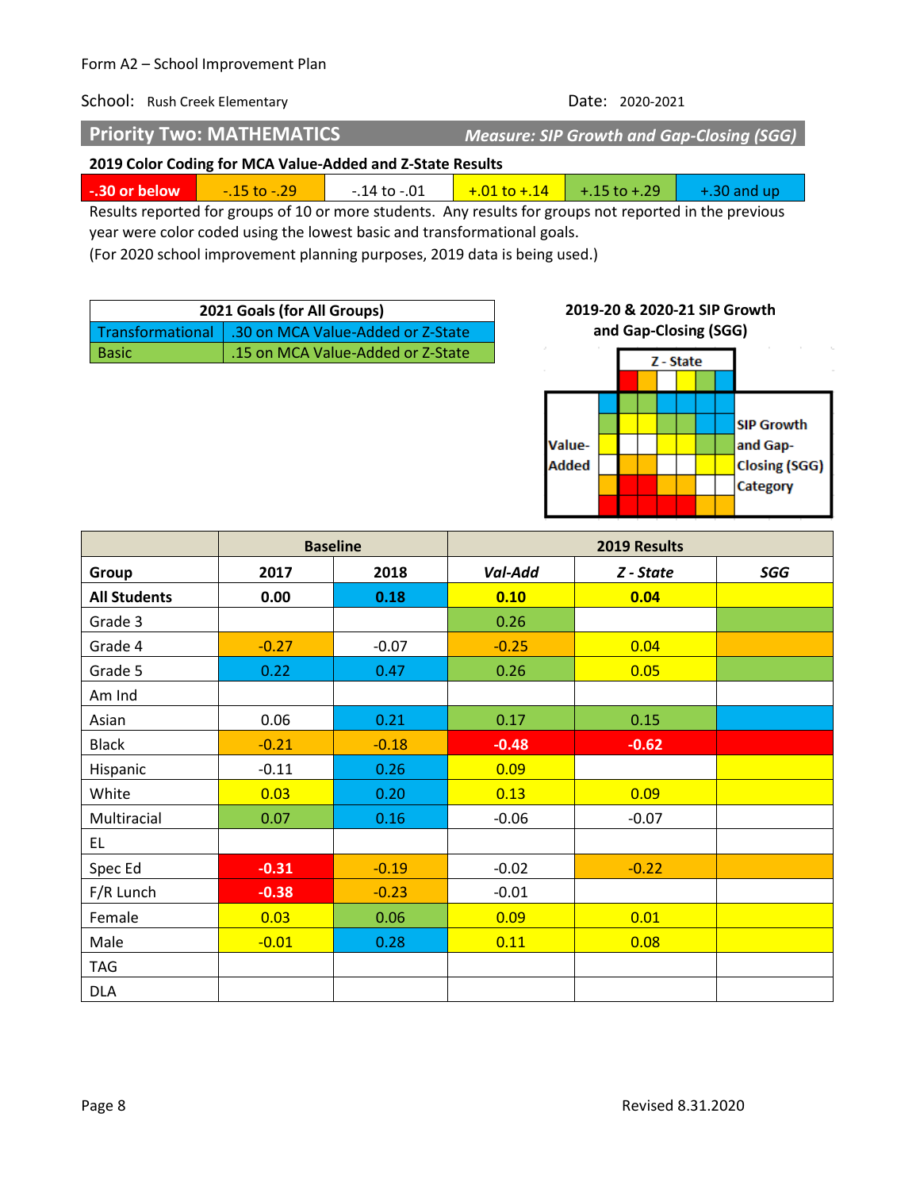Form A2 – School Improvement Plan

School: Rush Creek Elementary Date: 2020-2021

## Priority Two: MATHEMATICS *Measure: SIP Growth and Gap-Closing (SGG)*

**2019 Color Coding for MCA Value-Added and Z-State Results**

| -.30 or below | -.15 to -.29 | -.14 to -.01 | +.01 to +.14 | +.15 to +.29 | +.30 and up |
|---|---|---|---|---|---|

Results reported for groups of 10 or more students. Any results for groups not reported in the previous year were color coded using the lowest basic and transformational goals.
(For 2020 school improvement planning purposes, 2019 data is being used.)

| 2021 Goals (for All Groups) | |
|---|---|
| Transformational | .30 on MCA Value-Added or Z-State |
| Basic | .15 on MCA Value-Added or Z-State |

**2019-20 & 2020-21 SIP Growth and Gap-Closing (SGG)**

Z - State

Value-Added

SIP Growth and Gap-Closing (SGG) Category

| | Baseline | | 2019 Results | | |
|---|---|---|---|---|---|
| **Group** | **2017** | **2018** | ***Val-Add*** | ***Z - State*** | ***SGG*** |
| **All Students** | **0.00** | **0.18** | **0.10** | **0.04** | |
| Grade 3 | | | 0.26 | | |
| Grade 4 | -0.27 | -0.07 | -0.25 | 0.04 | |
| Grade 5 | 0.22 | 0.47 | 0.26 | 0.05 | |
| Am Ind | | | | | |
| Asian | 0.06 | 0.21 | 0.17 | 0.15 | |
| Black | -0.21 | -0.18 | **-0.48** | **-0.62** | |
| Hispanic | -0.11 | 0.26 | 0.09 | | |
| White | 0.03 | 0.20 | 0.13 | 0.09 | |
| Multiracial | 0.07 | 0.16 | -0.06 | -0.07 | |
| EL | | | | | |
| Spec Ed | **-0.31** | -0.19 | -0.02 | -0.22 | |
| F/R Lunch | **-0.38** | -0.23 | -0.01 | | |
| Female | 0.03 | 0.06 | 0.09 | 0.01 | |
| Male | -0.01 | 0.28 | 0.11 | 0.08 | |
| TAG | | | | | |
| DLA | | | | | |

Revised 8.31.2020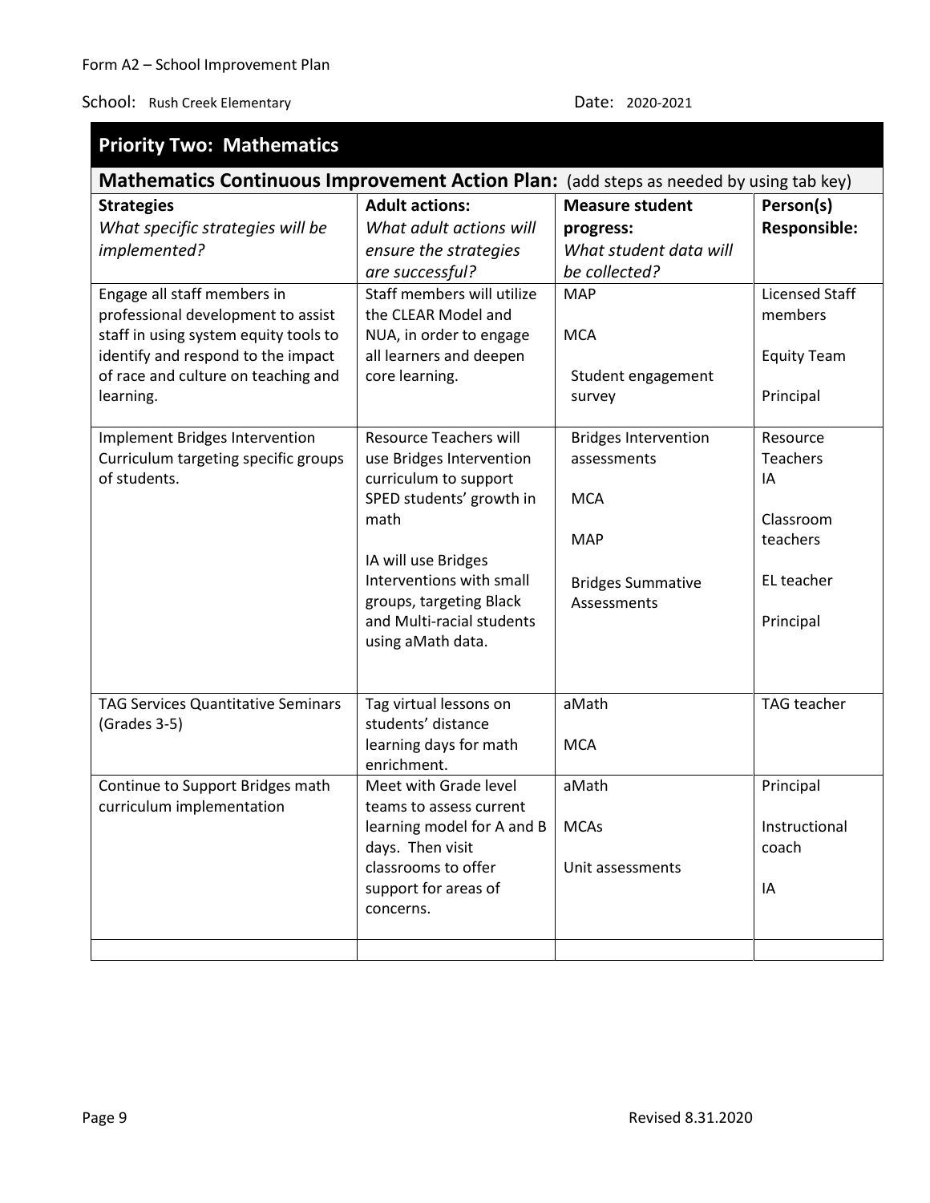Form A2 – School Improvement Plan

School: Rush Creek Elementary Date: 2020-2021

## Priority Two: Mathematics

### Mathematics Continuous Improvement Action Plan: (add steps as needed by using tab key)

| **Strategies**<br>*What specific strategies will be implemented?* | **Adult actions:**<br>*What adult actions will ensure the strategies are successful?* | **Measure student progress:**<br>*What student data will be collected?* | **Person(s) Responsible:** |
|---|---|---|---|
| Engage all staff members in professional development to assist staff in using system equity tools to identify and respond to the impact of race and culture on teaching and learning. | Staff members will utilize the CLEAR Model and NUA, in order to engage all learners and deepen core learning. | MAP<br><br>MCA<br><br>Student engagement survey | Licensed Staff members<br><br>Equity Team<br><br>Principal |
| Implement Bridges Intervention Curriculum targeting specific groups of students. | Resource Teachers will use Bridges Intervention curriculum to support SPED students' growth in math<br><br>IA will use Bridges Interventions with small groups, targeting Black and Multi-racial students using aMath data. | Bridges Intervention assessments<br><br>MCA<br><br>MAP<br><br>Bridges Summative Assessments | Resource Teachers<br>IA<br><br>Classroom teachers<br><br>EL teacher<br><br>Principal |
| TAG Services Quantitative Seminars (Grades 3-5) | Tag virtual lessons on students' distance learning days for math enrichment. | aMath<br><br>MCA | TAG teacher |
| Continue to Support Bridges math curriculum implementation | Meet with Grade level teams to assess current learning model for A and B days. Then visit classrooms to offer support for areas of concerns. | aMath<br><br>MCAs<br><br>Unit assessments | Principal<br><br>Instructional coach<br><br>IA |
| | | | |

Revised 8.31.2020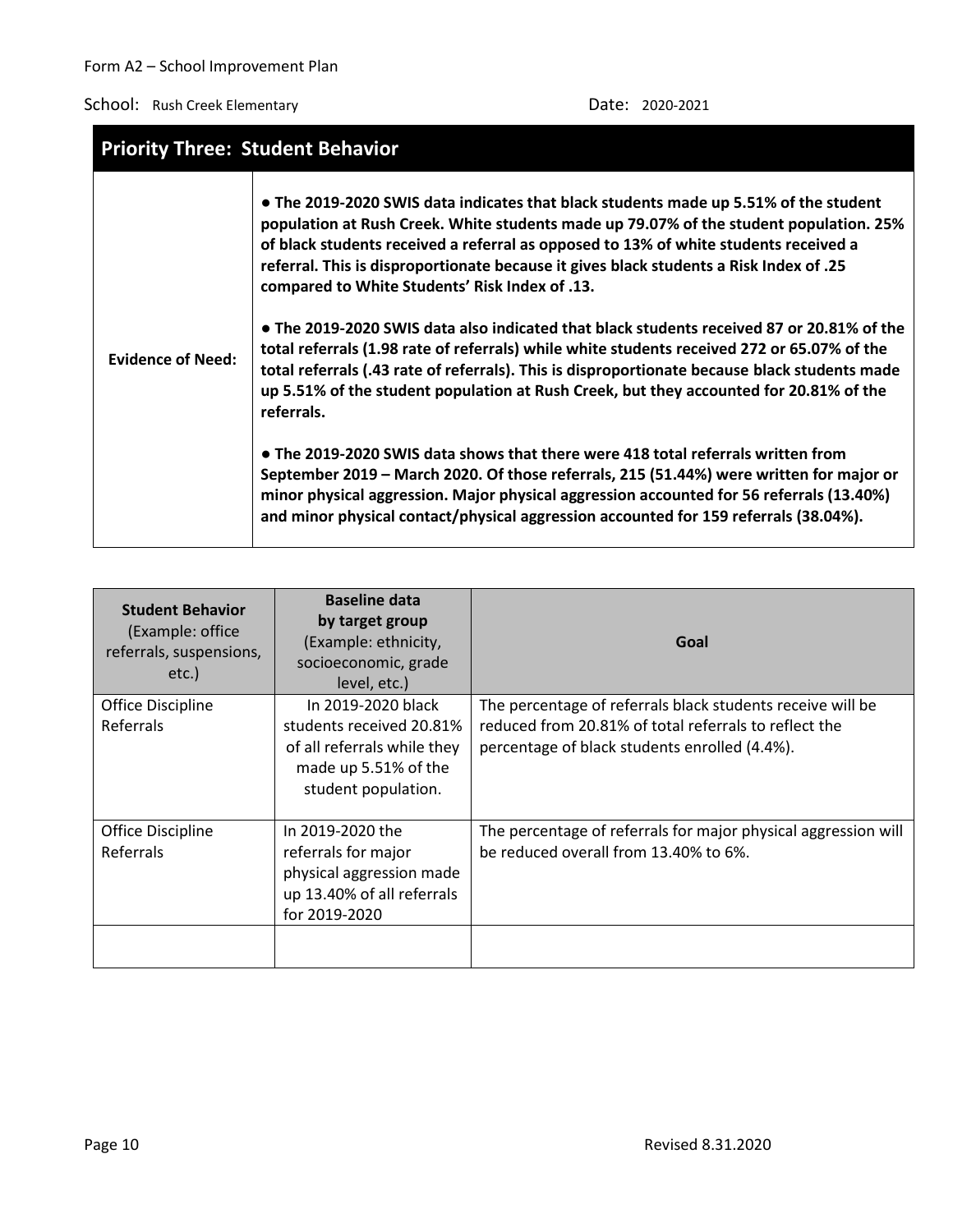Form A2 – School Improvement Plan

School: Rush Creek Elementary

Date: 2020-2021

## Priority Three: Student Behavior

| | |
|---|---|
| **Evidence of Need:** | **● The 2019-2020 SWIS data indicates that black students made up 5.51% of the student population at Rush Creek. White students made up 79.07% of the student population. 25% of black students received a referral as opposed to 13% of white students received a referral. This is disproportionate because it gives black students a Risk Index of .25 compared to White Students' Risk Index of .13.**<br><br>**● The 2019-2020 SWIS data also indicated that black students received 87 or 20.81% of the total referrals (1.98 rate of referrals) while white students received 272 or 65.07% of the total referrals (.43 rate of referrals). This is disproportionate because black students made up 5.51% of the student population at Rush Creek, but they accounted for 20.81% of the referrals.**<br><br>**● The 2019-2020 SWIS data shows that there were 418 total referrals written from September 2019 – March 2020. Of those referrals, 215 (51.44%) were written for major or minor physical aggression. Major physical aggression accounted for 56 referrals (13.40%) and minor physical contact/physical aggression accounted for 159 referrals (38.04%).** |

| **Student Behavior** (Example: office referrals, suspensions, etc.) | **Baseline data by target group** (Example: ethnicity, socioeconomic, grade level, etc.) | **Goal** |
|---|---|---|
| Office Discipline Referrals | In 2019-2020 black students received 20.81% of all referrals while they made up 5.51% of the student population. | The percentage of referrals black students receive will be reduced from 20.81% of total referrals to reflect the percentage of black students enrolled (4.4%). |
| Office Discipline Referrals | In 2019-2020 the referrals for major physical aggression made up 13.40% of all referrals for 2019-2020 | The percentage of referrals for major physical aggression will be reduced overall from 13.40% to 6%. |
| | | |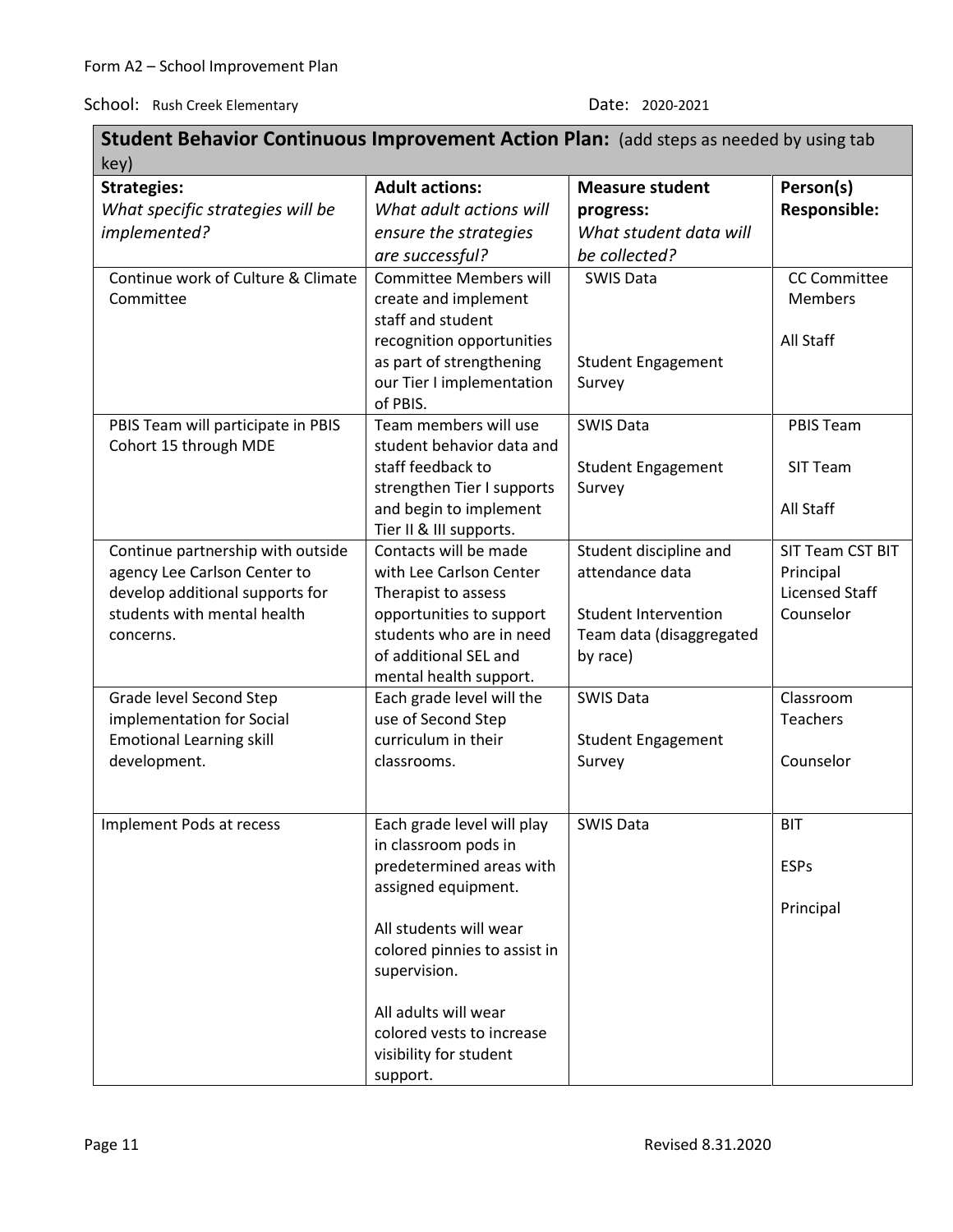Form A2 – School Improvement Plan

School: Rush Creek Elementary Date: 2020-2021

**Student Behavior Continuous Improvement Action Plan:** (add steps as needed by using tab key)

| **Strategies:** *What specific strategies will be implemented?* | **Adult actions:** *What adult actions will ensure the strategies are successful?* | **Measure student progress:** *What student data will be collected?* | **Person(s) Responsible:** |
|---|---|---|---|
| Continue work of Culture & Climate Committee | Committee Members will create and implement staff and student recognition opportunities as part of strengthening our Tier I implementation of PBIS. | SWIS Data<br><br>Student Engagement Survey | CC Committee Members<br><br>All Staff |
| PBIS Team will participate in PBIS Cohort 15 through MDE | Team members will use student behavior data and staff feedback to strengthen Tier I supports and begin to implement Tier II & III supports. | SWIS Data<br><br>Student Engagement Survey | PBIS Team<br><br>SIT Team<br><br>All Staff |
| Continue partnership with outside agency Lee Carlson Center to develop additional supports for students with mental health concerns. | Contacts will be made with Lee Carlson Center Therapist to assess opportunities to support students who are in need of additional SEL and mental health support. | Student discipline and attendance data<br><br>Student Intervention Team data (disaggregated by race) | SIT Team CST BIT Principal Licensed Staff Counselor |
| Grade level Second Step implementation for Social Emotional Learning skill development. | Each grade level will the use of Second Step curriculum in their classrooms. | SWIS Data<br><br>Student Engagement Survey | Classroom Teachers<br><br>Counselor |
| Implement Pods at recess | Each grade level will play in classroom pods in predetermined areas with assigned equipment.<br><br>All students will wear colored pinnies to assist in supervision.<br><br>All adults will wear colored vests to increase visibility for student support. | SWIS Data | BIT<br><br>ESPs<br><br>Principal |

Revised 8.31.2020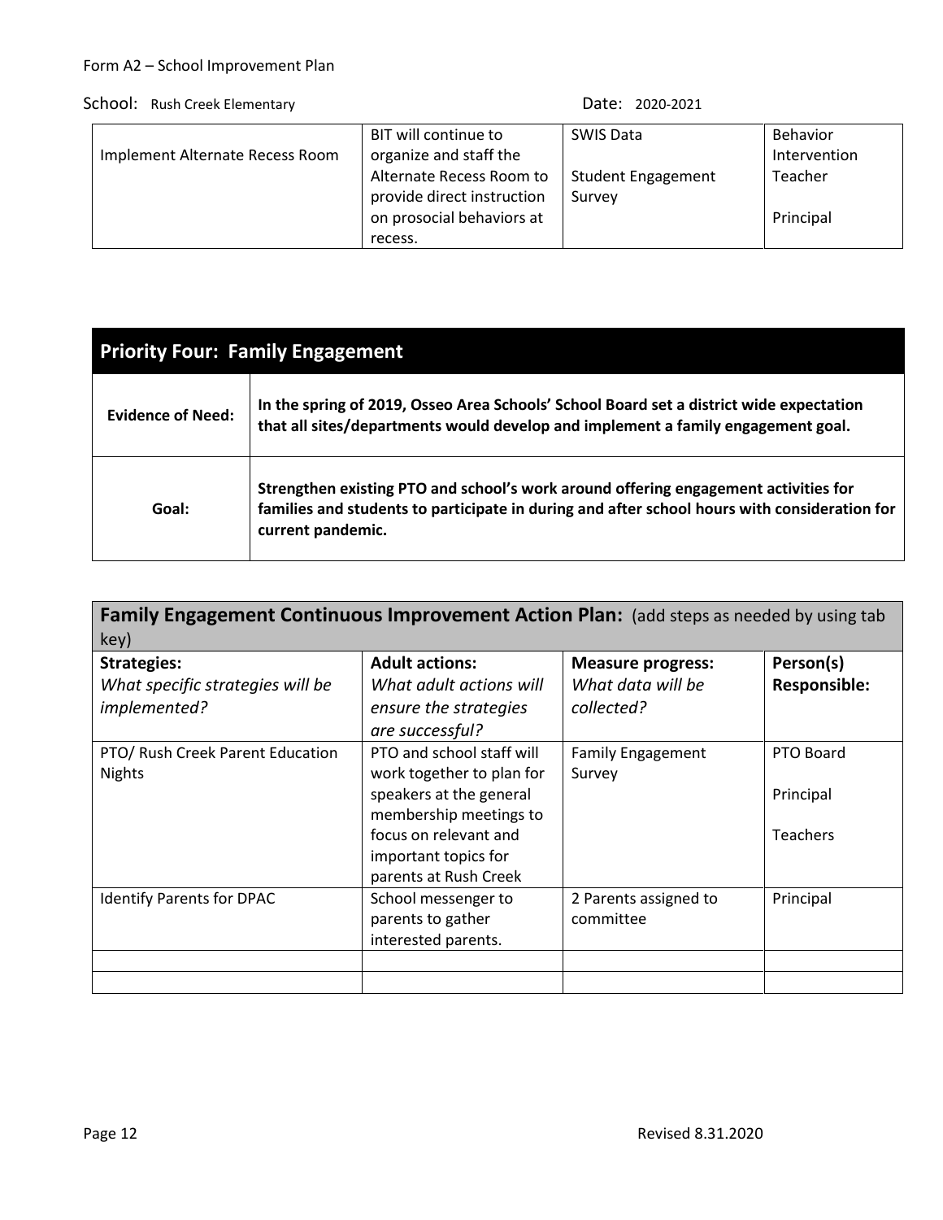Form A2 – School Improvement Plan

School: Rush Creek Elementary Date: 2020-2021

| | | | |
|---|---|---|---|
| Implement Alternate Recess Room | BIT will continue to organize and staff the Alternate Recess Room to provide direct instruction on prosocial behaviors at recess. | SWIS Data<br><br>Student Engagement Survey | Behavior Intervention Teacher<br><br>Principal |

| **Priority Four: Family Engagement** | |
|---|---|
| **Evidence of Need:** | **In the spring of 2019, Osseo Area Schools' School Board set a district wide expectation that all sites/departments would develop and implement a family engagement goal.** |
| **Goal:** | **Strengthen existing PTO and school's work around offering engagement activities for families and students to participate in during and after school hours with consideration for current pandemic.** |

**Family Engagement Continuous Improvement Action Plan:** (add steps as needed by using tab key)

| **Strategies:** *What specific strategies will be implemented?* | **Adult actions:** *What adult actions will ensure the strategies are successful?* | **Measure progress:** *What data will be collected?* | **Person(s) Responsible:** |
|---|---|---|---|
| PTO/ Rush Creek Parent Education Nights | PTO and school staff will work together to plan for speakers at the general membership meetings to focus on relevant and important topics for parents at Rush Creek | Family Engagement Survey | PTO Board<br><br>Principal<br><br>Teachers |
| Identify Parents for DPAC | School messenger to parents to gather interested parents. | 2 Parents assigned to committee | Principal |
| | | | |
| | | | |

Revised 8.31.2020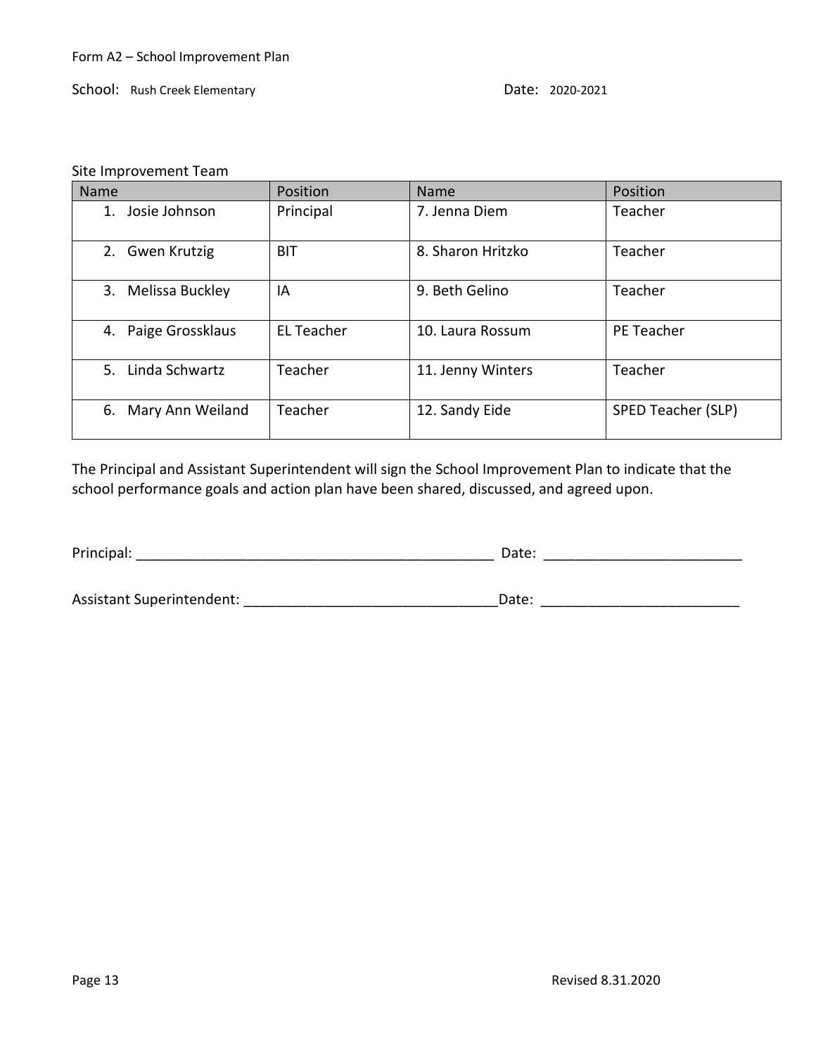Form A2 – School Improvement Plan

School: Rush Creek Elementary Date: 2020-2021

Site Improvement Team

| Name | Position | Name | Position |
|---|---|---|---|
| 1. Josie Johnson | Principal | 7. Jenna Diem | Teacher |
| 2. Gwen Krutzig | BIT | 8. Sharon Hritzko | Teacher |
| 3. Melissa Buckley | IA | 9. Beth Gelino | Teacher |
| 4. Paige Grossklaus | EL Teacher | 10. Laura Rossum | PE Teacher |
| 5. Linda Schwartz | Teacher | 11. Jenny Winters | Teacher |
| 6. Mary Ann Weiland | Teacher | 12. Sandy Eide | SPED Teacher (SLP) |

The Principal and Assistant Superintendent will sign the School Improvement Plan to indicate that the school performance goals and action plan have been shared, discussed, and agreed upon.

Principal: _____________________________________________ Date: ________________________

Assistant Superintendent: ________________________________Date: ________________________

Revised 8.31.2020